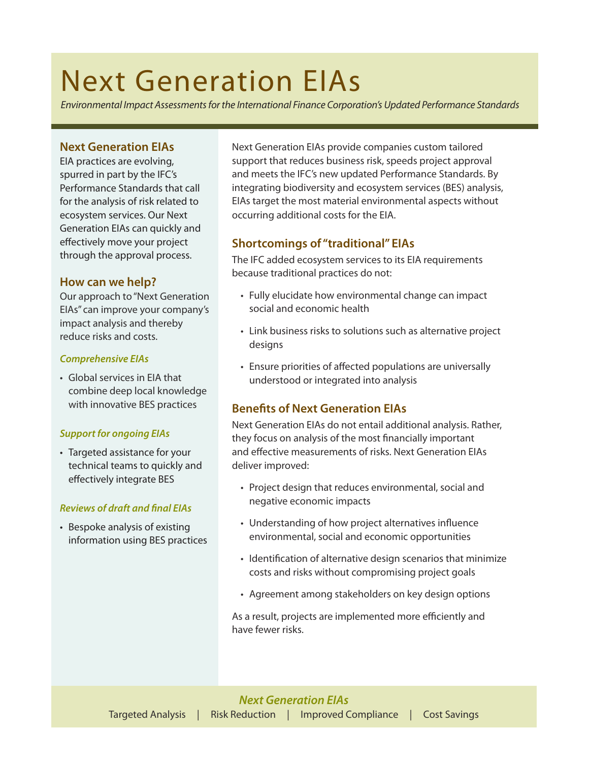# Next Generation EIAs

*Environmental Impact Assessments for the International Finance Corporation's Updated Performance Standards*

## Next Generation EIAs

EIA practices are evolving, spurred in part by the IFC's Performance Standards that call for the analysis of risk related to ecosystem services. Our Next Generation EIAs can quickly and effectively move your project through the approval process.

## How can we help?

Our approach to "Next Generation EIAs" can improve your company's impact analysis and thereby reduce risks and costs.

### *Comprehensive EIAs*

- Global services in EIA that combine deep local knowledge with innovative BES practices

### *Support for ongoing EIAs*

- Targeted assistance for your technical teams to quickly and effectively integrate BES

### *Reviews of draft and final EIAs*

- Bespoke analysis of existing information using BES practices

Next Generation EIAs provide companies custom tailored support that reduces business risk, speeds project approval and meets the IFC's new updated Performance Standards. By integrating biodiversity and ecosystem services (BES) analysis, EIAs target the most material environmental aspects without occurring additional costs for the EIA.

## Shortcomings of "traditional" EIAs

The IFC added ecosystem services to its EIA requirements because traditional practices do not:

- Fully elucidate how environmental change can impact social and economic health
- Link business risks to solutions such as alternative project designs
- Ensure priorities of affected populations are universally understood or integrated into analysis

## Benefits of Next Generation EIAs

Next Generation EIAs do not entail additional analysis. Rather, they focus on analysis of the most financially important and effective measurements of risks. Next Generation EIAs deliver improved:

- Project design that reduces environmental, social and negative economic impacts
- Understanding of how project alternatives influence environmental, social and economic opportunities
- Identification of alternative design scenarios that minimize costs and risks without compromising project goals
- Agreement among stakeholders on key design options

As a result, projects are implemented more efficiently and have fewer risks.

***Next Generation EIAs***

Targeted Analysis | Risk Reduction | Improved Compliance | Cost Savings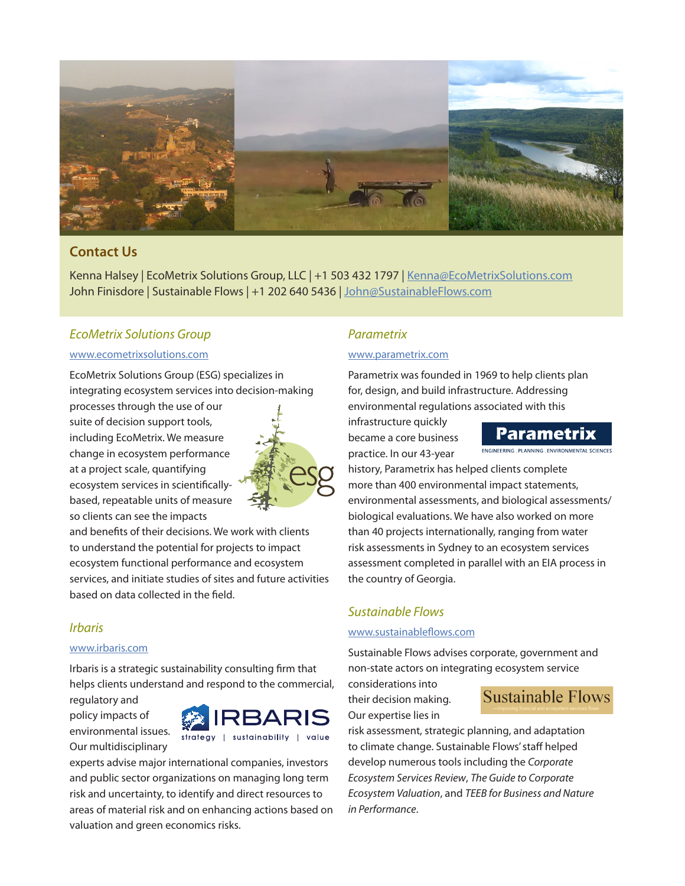## Contact Us

Kenna Halsey | EcoMetrix Solutions Group, LLC | +1 503 432 1797 | Kenna@EcoMetrixSolutions.com
John Finisdore | Sustainable Flows | +1 202 640 5436 | John@SustainableFlows.com

### *EcoMetrix Solutions Group*

www.ecometrixsolutions.com

EcoMetrix Solutions Group (ESG) specializes in integrating ecosystem services into decision-making processes through the use of our suite of decision support tools, including EcoMetrix. We measure change in ecosystem performance at a project scale, quantifying ecosystem services in scientifically-based, repeatable units of measure so clients can see the impacts and benefits of their decisions. We work with clients to understand the potential for projects to impact ecosystem functional performance and ecosystem services, and initiate studies of sites and future activities based on data collected in the field.

### *Irbaris*

www.irbaris.com

Irbaris is a strategic sustainability consulting firm that helps clients understand and respond to the commercial, regulatory and policy impacts of environmental issues. Our multidisciplinary experts advise major international companies, investors and public sector organizations on managing long term risk and uncertainty, to identify and direct resources to areas of material risk and on enhancing actions based on valuation and green economics risks.

### *Parametrix*

www.parametrix.com

Parametrix was founded in 1969 to help clients plan for, design, and build infrastructure. Addressing environmental regulations associated with this infrastructure quickly became a core business practice. In our 43-year history, Parametrix has helped clients complete more than 400 environmental impact statements, environmental assessments, and biological assessments/biological evaluations. We have also worked on more than 40 projects internationally, ranging from water risk assessments in Sydney to an ecosystem services assessment completed in parallel with an EIA process in the country of Georgia.

### *Sustainable Flows*

www.sustainableflows.com

Sustainable Flows advises corporate, government and non-state actors on integrating ecosystem service considerations into their decision making. Our expertise lies in risk assessment, strategic planning, and adaptation to climate change. Sustainable Flows' staff helped develop numerous tools including the *Corporate Ecosystem Services Review*, *The Guide to Corporate Ecosystem Valuation*, and *TEEB for Business and Nature in Performance*.